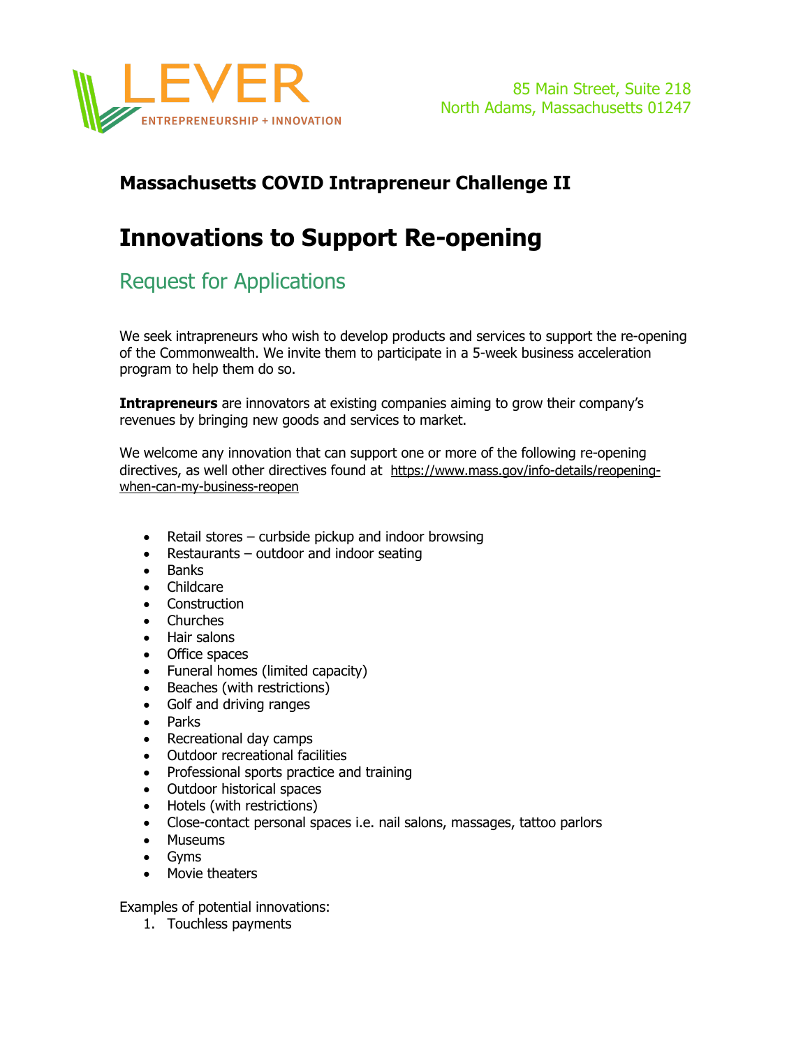LEVER

ENTREPRENEURSHIP + INNOVATION

85 Main Street, Suite 218
North Adams, Massachusetts 01247

### Massachusetts COVID Intrapreneur Challenge II

# Innovations to Support Re-opening

## Request for Applications

We seek intrapreneurs who wish to develop products and services to support the re-opening of the Commonwealth. We invite them to participate in a 5-week business acceleration program to help them do so.

**Intrapreneurs** are innovators at existing companies aiming to grow their company's revenues by bringing new goods and services to market.

We welcome any innovation that can support one or more of the following re-opening directives, as well other directives found at https://www.mass.gov/info-details/reopening-when-can-my-business-reopen

- Retail stores – curbside pickup and indoor browsing
- Restaurants – outdoor and indoor seating
- Banks
- Childcare
- Construction
- Churches
- Hair salons
- Office spaces
- Funeral homes (limited capacity)
- Beaches (with restrictions)
- Golf and driving ranges
- Parks
- Recreational day camps
- Outdoor recreational facilities
- Professional sports practice and training
- Outdoor historical spaces
- Hotels (with restrictions)
- Close-contact personal spaces i.e. nail salons, massages, tattoo parlors
- Museums
- Gyms
- Movie theaters

Examples of potential innovations:

1. Touchless payments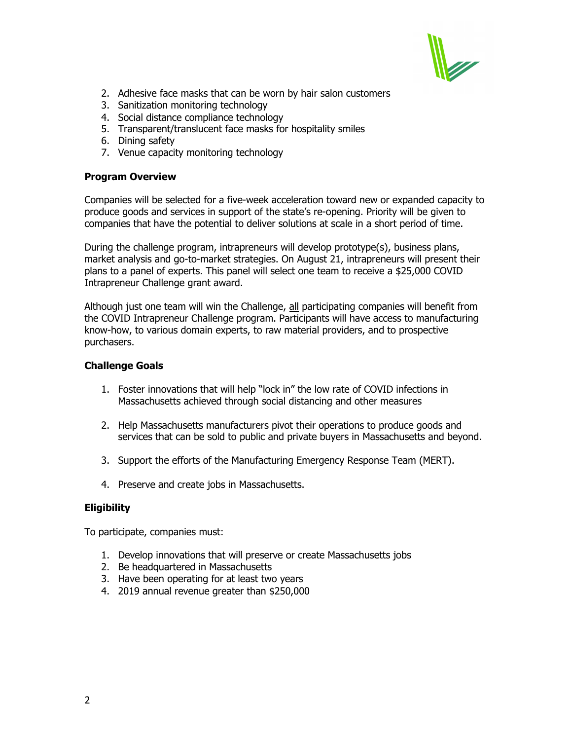2. Adhesive face masks that can be worn by hair salon customers
3. Sanitization monitoring technology
4. Social distance compliance technology
5. Transparent/translucent face masks for hospitality smiles
6. Dining safety
7. Venue capacity monitoring technology

**Program Overview**

Companies will be selected for a five-week acceleration toward new or expanded capacity to produce goods and services in support of the state's re-opening. Priority will be given to companies that have the potential to deliver solutions at scale in a short period of time.

During the challenge program, intrapreneurs will develop prototype(s), business plans, market analysis and go-to-market strategies. On August 21, intrapreneurs will present their plans to a panel of experts. This panel will select one team to receive a $25,000 COVID Intrapreneur Challenge grant award.

Although just one team will win the Challenge, <u>all</u> participating companies will benefit from the COVID Intrapreneur Challenge program. Participants will have access to manufacturing know-how, to various domain experts, to raw material providers, and to prospective purchasers.

**Challenge Goals**

1. Foster innovations that will help "lock in" the low rate of COVID infections in Massachusetts achieved through social distancing and other measures

2. Help Massachusetts manufacturers pivot their operations to produce goods and services that can be sold to public and private buyers in Massachusetts and beyond.

3. Support the efforts of the Manufacturing Emergency Response Team (MERT).

4. Preserve and create jobs in Massachusetts.

**Eligibility**

To participate, companies must:

1. Develop innovations that will preserve or create Massachusetts jobs
2. Be headquartered in Massachusetts
3. Have been operating for at least two years
4. 2019 annual revenue greater than $250,000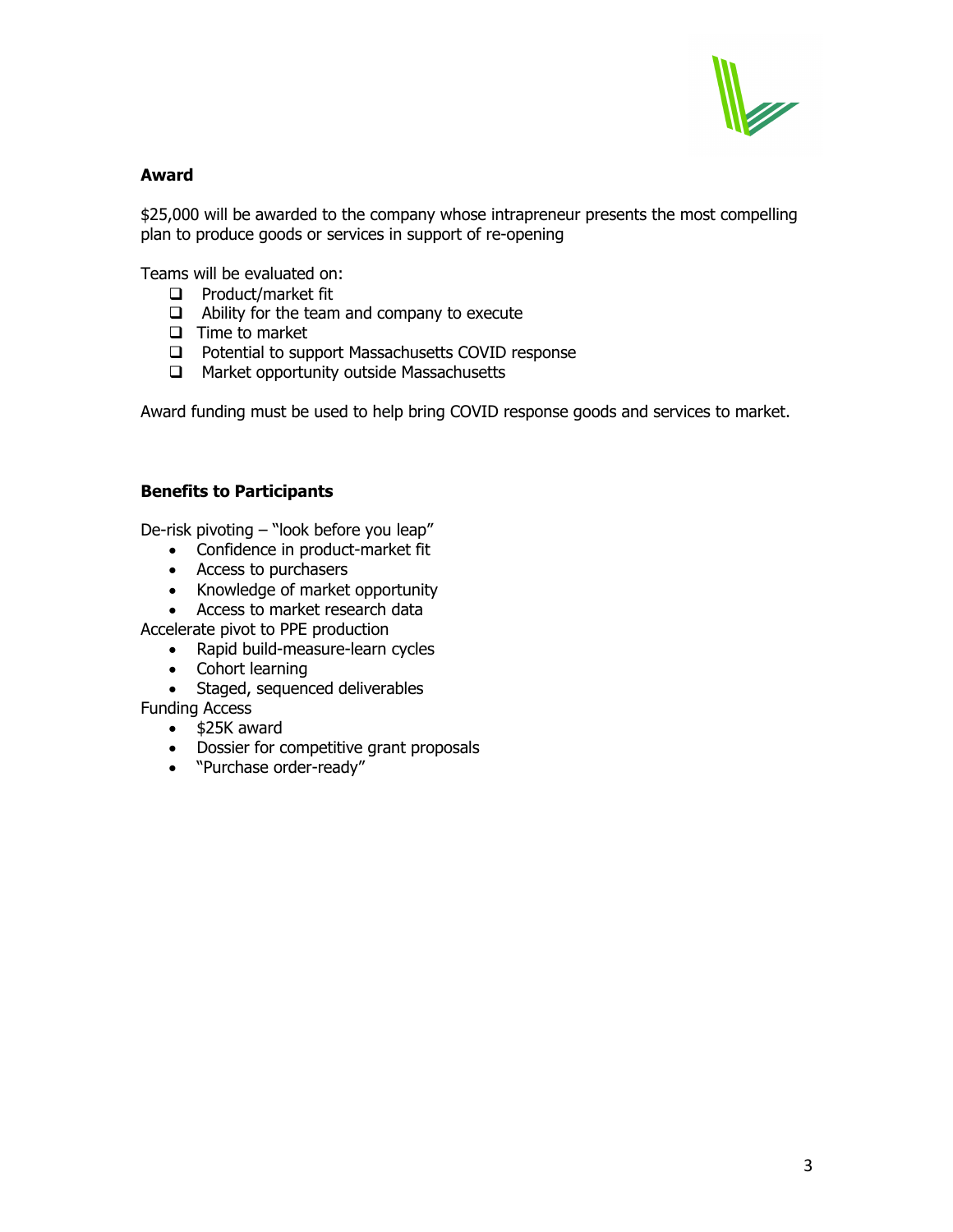**Award**

$25,000 will be awarded to the company whose intrapreneur presents the most compelling plan to produce goods or services in support of re-opening

Teams will be evaluated on:

- [ ] Product/market fit
- [ ] Ability for the team and company to execute
- [ ] Time to market
- [ ] Potential to support Massachusetts COVID response
- [ ] Market opportunity outside Massachusetts

Award funding must be used to help bring COVID response goods and services to market.

**Benefits to Participants**

De-risk pivoting – "look before you leap"

- Confidence in product-market fit
- Access to purchasers
- Knowledge of market opportunity
- Access to market research data

Accelerate pivot to PPE production

- Rapid build-measure-learn cycles
- Cohort learning
- Staged, sequenced deliverables

Funding Access

- $25K award
- Dossier for competitive grant proposals
- "Purchase order-ready"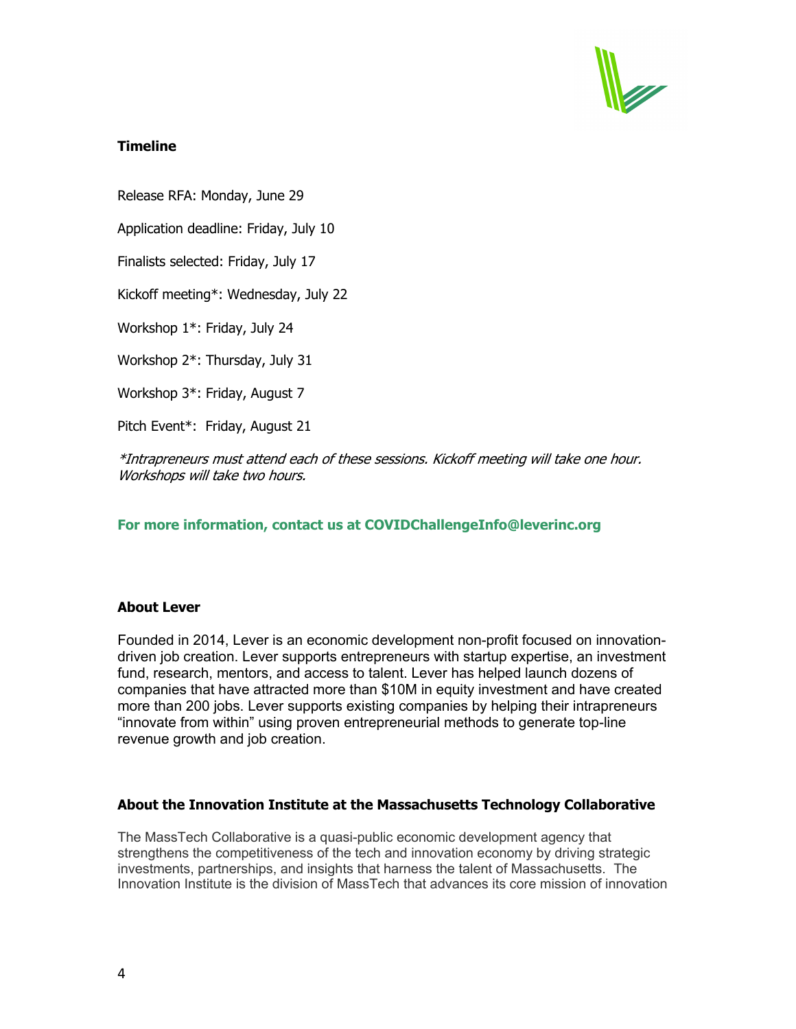**Timeline**

Release RFA: Monday, June 29

Application deadline: Friday, July 10

Finalists selected: Friday, July 17

Kickoff meeting*: Wednesday, July 22

Workshop 1*: Friday, July 24

Workshop 2*: Thursday, July 31

Workshop 3*: Friday, August 7

Pitch Event*: Friday, August 21

*\*Intrapreneurs must attend each of these sessions. Kickoff meeting will take one hour. Workshops will take two hours.*

**For more information, contact us at COVIDChallengeInfo@leverinc.org**

**About Lever**

Founded in 2014, Lever is an economic development non-profit focused on innovation-driven job creation. Lever supports entrepreneurs with startup expertise, an investment fund, research, mentors, and access to talent. Lever has helped launch dozens of companies that have attracted more than $10M in equity investment and have created more than 200 jobs. Lever supports existing companies by helping their intrapreneurs "innovate from within" using proven entrepreneurial methods to generate top-line revenue growth and job creation.

**About the Innovation Institute at the Massachusetts Technology Collaborative**

The MassTech Collaborative is a quasi-public economic development agency that strengthens the competitiveness of the tech and innovation economy by driving strategic investments, partnerships, and insights that harness the talent of Massachusetts. The Innovation Institute is the division of MassTech that advances its core mission of innovation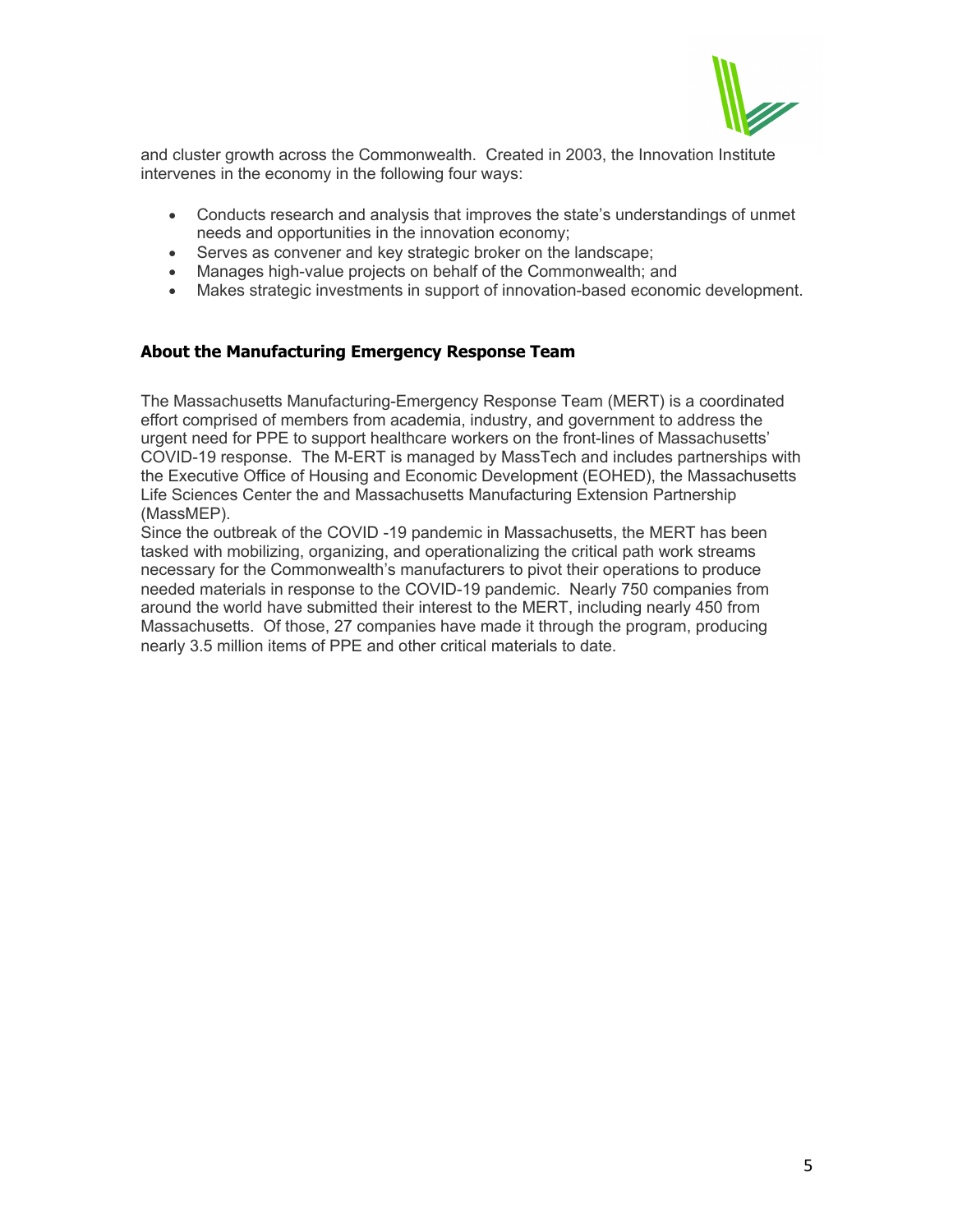and cluster growth across the Commonwealth. Created in 2003, the Innovation Institute intervenes in the economy in the following four ways:

- Conducts research and analysis that improves the state's understandings of unmet needs and opportunities in the innovation economy;
- Serves as convener and key strategic broker on the landscape;
- Manages high-value projects on behalf of the Commonwealth; and
- Makes strategic investments in support of innovation-based economic development.

**About the Manufacturing Emergency Response Team**

The Massachusetts Manufacturing-Emergency Response Team (MERT) is a coordinated effort comprised of members from academia, industry, and government to address the urgent need for PPE to support healthcare workers on the front-lines of Massachusetts' COVID-19 response. The M-ERT is managed by MassTech and includes partnerships with the Executive Office of Housing and Economic Development (EOHED), the Massachusetts Life Sciences Center the and Massachusetts Manufacturing Extension Partnership (MassMEP).

Since the outbreak of the COVID -19 pandemic in Massachusetts, the MERT has been tasked with mobilizing, organizing, and operationalizing the critical path work streams necessary for the Commonwealth's manufacturers to pivot their operations to produce needed materials in response to the COVID-19 pandemic. Nearly 750 companies from around the world have submitted their interest to the MERT, including nearly 450 from Massachusetts. Of those, 27 companies have made it through the program, producing nearly 3.5 million items of PPE and other critical materials to date.